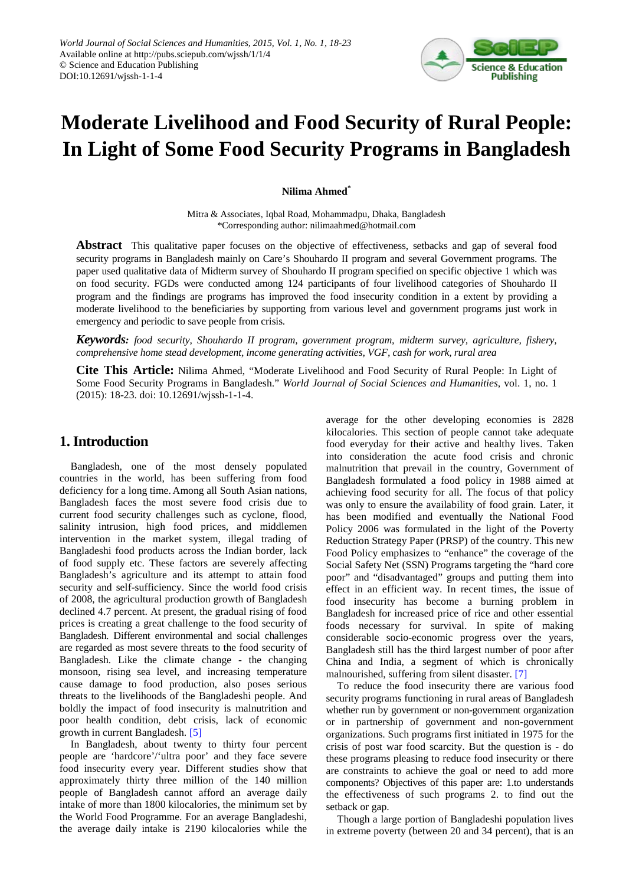# Moderate Livelihood and Food Security of Rural People: In Light of Some Food Security Programs in Bangladesh

**Nilima Ahmed***

Mitra & Associates, Iqbal Road, Mohammadpu, Dhaka, Bangladesh
*Corresponding author: nilimaahmed@hotmail.com

**Abstract** This qualitative paper focuses on the objective of effectiveness, setbacks and gap of several food security programs in Bangladesh mainly on Care's Shouhardo II program and several Government programs. The paper used qualitative data of Midterm survey of Shouhardo II program specified on specific objective 1 which was on food security. FGDs were conducted among 124 participants of four livelihood categories of Shouhardo II program and the findings are programs has improved the food insecurity condition in a extent by providing a moderate livelihood to the beneficiaries by supporting from various level and government programs just work in emergency and periodic to save people from crisis.

***Keywords:*** *food security, Shouhardo II program, government program, midterm survey, agriculture, fishery, comprehensive home stead development, income generating activities, VGF, cash for work, rural area*

**Cite This Article:** Nilima Ahmed, "Moderate Livelihood and Food Security of Rural People: In Light of Some Food Security Programs in Bangladesh." *World Journal of Social Sciences and Humanities*, vol. 1, no. 1 (2015): 18-23. doi: 10.12691/wjssh-1-1-4.

## 1. Introduction

Bangladesh, one of the most densely populated countries in the world, has been suffering from food deficiency for a long time. Among all South Asian nations, Bangladesh faces the most severe food crisis due to current food security challenges such as cyclone, flood, salinity intrusion, high food prices, and middlemen intervention in the market system, illegal trading of Bangladeshi food products across the Indian border, lack of food supply etc. These factors are severely affecting Bangladesh's agriculture and its attempt to attain food security and self-sufficiency. Since the world food crisis of 2008, the agricultural production growth of Bangladesh declined 4.7 percent. At present, the gradual rising of food prices is creating a great challenge to the food security of Bangladesh. Different environmental and social challenges are regarded as most severe threats to the food security of Bangladesh. Like the climate change - the changing monsoon, rising sea level, and increasing temperature cause damage to food production, also poses serious threats to the livelihoods of the Bangladesh people. And boldly the impact of food insecurity is malnutrition and poor health condition, debt crisis, lack of economic growth in current Bangladesh. [5]

In Bangladesh, about twenty to thirty four percent people are 'hardcore'/'ultra poor' and they face severe food insecurity every year. Different studies show that approximately thirty three million of the 140 million people of Bangladesh cannot afford an average daily intake of more than 1800 kilocalories, the minimum set by the World Food Programme. For an average Bangladeshi, the average daily intake is 2190 kilocalories while the average for the other developing economies is 2828 kilocalories. This section of people cannot take adequate food everyday for their active and healthy lives. Taken into consideration the acute food crisis and chronic malnutrition that prevail in the country, Government of Bangladesh formulated a food policy in 1988 aimed at achieving food security for all. The focus of that policy was only to ensure the availability of food grain. Later, it has been modified and eventually the National Food Policy 2006 was formulated in the light of the Poverty Reduction Strategy Paper (PRSP) of the country. This new Food Policy emphasizes to "enhance" the coverage of the Social Safety Net (SSN) Programs targeting the "hard core poor" and "disadvantaged" groups and putting them into effect in an efficient way. In recent times, the issue of food insecurity has become a burning problem in Bangladesh for increased price of rice and other essential foods necessary for survival. In spite of making considerable socio-economic progress over the years, Bangladesh still has the third largest number of poor after China and India, a segment of which is chronically malnourished, suffering from silent disaster. [7]

To reduce the food insecurity there are various food security programs functioning in rural areas of Bangladesh whether run by government or non-government organization or in partnership of government and non-government organizations. Such programs first initiated in 1975 for the crisis of post war food scarcity. But the question is - do these programs pleasing to reduce food insecurity or there are constraints to achieve the goal or need to add more components? Objectives of this paper are: 1.to understands the effectiveness of such programs 2. to find out the setback or gap.

Though a large portion of Bangladeshi population lives in extreme poverty (between 20 and 34 percent), that is an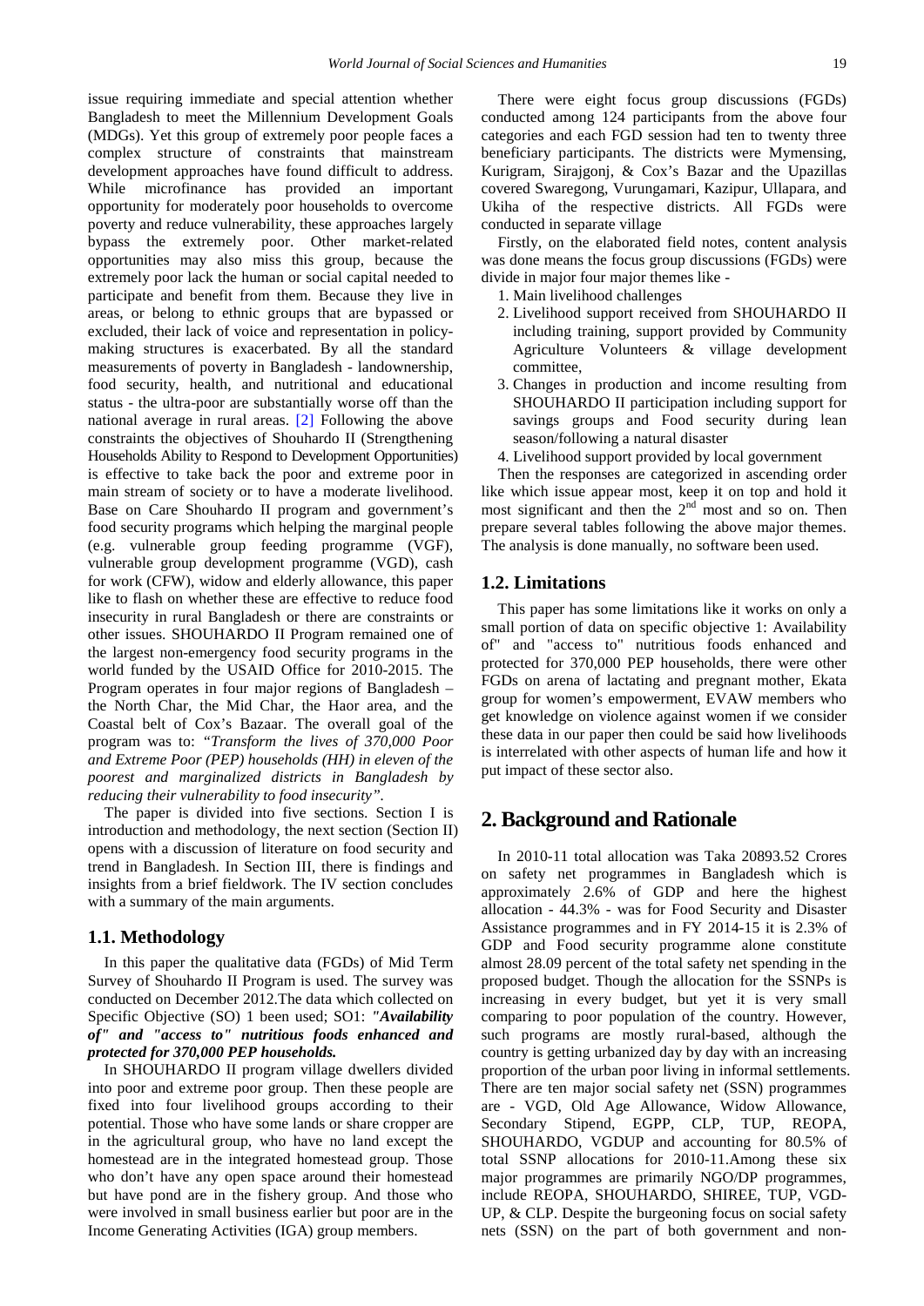issue requiring immediate and special attention whether Bangladesh to meet the Millennium Development Goals (MDGs). Yet this group of extremely poor people faces a complex structure of constraints that mainstream development approaches have found difficult to address. While microfinance has provided an important opportunity for moderately poor households to overcome poverty and reduce vulnerability, these approaches largely bypass the extremely poor. Other market-related opportunities may also miss this group, because the extremely poor lack the human or social capital needed to participate and benefit from them. Because they live in areas, or belong to ethnic groups that are bypassed or excluded, their lack of voice and representation in policy-making structures is exacerbated. By all the standard measurements of poverty in Bangladesh - landownership, food security, health, and nutritional and educational status - the ultra-poor are substantially worse off than the national average in rural areas. [2] Following the above constraints the objectives of Shouhardo II (Strengthening Households Ability to Respond to Development Opportunities) is effective to take back the poor and extreme poor in main stream of society or to have a moderate livelihood. Base on Care Shouhardo II program and government's food security programs which helping the marginal people (e.g. vulnerable group feeding programme (VGF), vulnerable group development programme (VGD), cash for work (CFW), widow and elderly allowance, this paper like to flash on whether these are effective to reduce food insecurity in rural Bangladesh or there are constraints or other issues. SHOUHARDO II Program remained one of the largest non-emergency food security programs in the world funded by the USAID Office for 2010-2015. The Program operates in four major regions of Bangladesh – the North Char, the Mid Char, the Haor area, and the Coastal belt of Cox's Bazaar. The overall goal of the program was to: *"Transform the lives of 370,000 Poor and Extreme Poor (PEP) households (HH) in eleven of the poorest and marginalized districts in Bangladesh by reducing their vulnerability to food insecurity".*

The paper is divided into five sections. Section I is introduction and methodology, the next section (Section II) opens with a discussion of literature on food security and trend in Bangladesh. In Section III, there is findings and insights from a brief fieldwork. The IV section concludes with a summary of the main arguments.

### 1.1. Methodology

In this paper the qualitative data (FGDs) of Mid Term Survey of Shouhardo II Program is used. The survey was conducted on December 2012.The data which collected on Specific Objective (SO) 1 been used; SO1: ***"Availability of" and "access to" nutritious foods enhanced and protected for 370,000 PEP households.***

In SHOUHARDO II program village dwellers divided into poor and extreme poor group. Then these people are fixed into four livelihood groups according to their potential. Those who have some lands or share cropper are in the agricultural group, who have no land except the homestead are in the integrated homestead group. Those who don't have any open space around their homestead but have pond are in the fishery group. And those who were involved in small business earlier but poor are in the Income Generating Activities (IGA) group members.

There were eight focus group discussions (FGDs) conducted among 124 participants from the above four categories and each FGD session had ten to twenty three beneficiary participants. The districts were Mymensing, Kurigram, Sirajgonj, & Cox's Bazar and the Upazillas covered Swaregong, Vurungamari, Kazipur, Ullapara, and Ukiha of the respective districts. All FGDs were conducted in separate village

Firstly, on the elaborated field notes, content analysis was done means the focus group discussions (FGDs) were divide in major four major themes like -

1. Main livelihood challenges
2. Livelihood support received from SHOUHARDO II including training, support provided by Community Agriculture Volunteers & village development committee,
3. Changes in production and income resulting from SHOUHARDO II participation including support for savings groups and Food security during lean season/following a natural disaster
4. Livelihood support provided by local government

Then the responses are categorized in ascending order like which issue appear most, keep it on top and hold it most significant and then the 2nd most and so on. Then prepare several tables following the above major themes. The analysis is done manually, no software been used.

### 1.2. Limitations

This paper has some limitations like it works on only a small portion of data on specific objective 1: Availability of" and "access to" nutritious foods enhanced and protected for 370,000 PEP households, there were other FGDs on arena of lactating and pregnant mother, Ekata group for women's empowerment, EVAW members who get knowledge on violence against women if we consider these data in our paper then could be said how livelihoods is interrelated with other aspects of human life and how it put impact of these sector also.

## 2. Background and Rationale

In 2010-11 total allocation was Taka 20893.52 Crores on safety net programmes in Bangladesh which is approximately 2.6% of GDP and here the highest allocation - 44.3% - was for Food Security and Disaster Assistance programmes and in FY 2014-15 it is 2.3% of GDP and Food security programme alone constitute almost 28.09 percent of the total safety net spending in the proposed budget. Though the allocation for the SSNPs is increasing in every budget, but yet it is very small comparing to poor population of the country. However, such programs are mostly rural-based, although the country is getting urbanized day by day with an increasing proportion of the urban poor living in informal settlements. There are ten major social safety net (SSN) programmes are - VGD, Old Age Allowance, Widow Allowance, Secondary Stipend, EGPP, CLP, TUP, REOPA, SHOUHARDO, VGDUP and accounting for 80.5% of total SSNP allocations for 2010-11.Among these six major programmes are primarily NGO/DP programmes, include REOPA, SHOUHARDO, SHIREE, TUP, VGD-UP, & CLP. Despite the burgeoning focus on social safety nets (SSN) on the part of both government and non-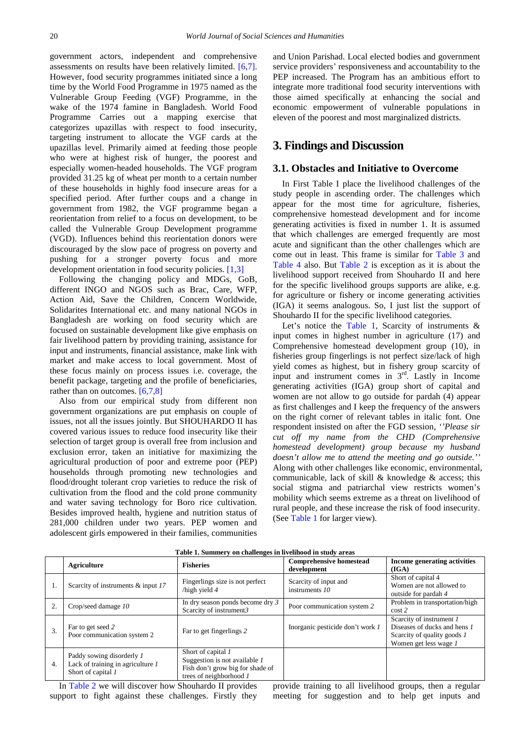government actors, independent and comprehensive assessments on results have been relatively limited. [6,7]. However, food security programmes initiated since a long time by the World Food Programme in 1975 named as the Vulnerable Group Feeding (VGF) Programme, in the wake of the 1974 famine in Bangladesh. World Food Programme Carries out a mapping exercise that categorizes upazillas with respect to food insecurity, targeting instrument to allocate the VGF cards at the upazillas level. Primarily aimed at feeding those people who were at highest risk of hunger, the poorest and especially women-headed households. The VGF program provided 31.25 kg of wheat per month to a certain number of these households in highly food insecure areas for a specified period. After further coups and a change in government from 1982, the VGF programme began a reorientation from relief to a focus on development, to be called the Vulnerable Group Development programme (VGD). Influences behind this reorientation donors were discouraged by the slow pace of progress on poverty and pushing for a stronger poverty focus and more development orientation in food security policies. [1,3]

Following the changing policy and MDGs, GoB, different INGO and NGOS such as Brac, Care, WFP, Action Aid, Save the Children, Concern Worldwide, Solidarites International etc. and many national NGOs in Bangladesh are working on food security which are focused on sustainable development like give emphasis on fair livelihood pattern by providing training, assistance for input and instruments, financial assistance, make link with market and make access to local government. Most of these focus mainly on process issues i.e. coverage, the benefit package, targeting and the profile of beneficiaries, rather than on outcomes. [6,7,8]

Also from our empirical study from different non government organizations are put emphasis on couple of issues, not all the issues jointly. But SHOUHARDO II has covered various issues to reduce food insecurity like their selection of target group is overall free from inclusion and exclusion error, taken an initiative for maximizing the agricultural production of poor and extreme poor (PEP) households through promoting new technologies and flood/drought tolerant crop varieties to reduce the risk of cultivation from the flood and the cold prone community and water saving technology for Boro rice cultivation. Besides improved health, hygiene and nutrition status of 281,000 children under two years. PEP women and adolescent girls empowered in their families, communities and Union Parishad. Local elected bodies and government service providers' responsiveness and accountability to the PEP increased. The Program has an ambitious effort to integrate more traditional food security interventions with those aimed specifically at enhancing the social and economic empowerment of vulnerable populations in eleven of the poorest and most marginalized districts.

## 3. Findings and Discussion

### 3.1. Obstacles and Initiative to Overcome

In First Table I place the livelihood challenges of the study people in ascending order. The challenges which appear for the most time for agriculture, fisheries, comprehensive homestead development and for income generating activities is fixed in number 1. It is assumed that which challenges are emerged frequently are most acute and significant than the other challenges which are come out in least. This frame is similar for Table 3 and Table 4 also. But Table 2 is exception as it is about the livelihood support received from Shouhardo II and here for the specific livelihood groups supports are alike, e.g. for agriculture or fishery or income generating activities (IGA) it seems analogous. So, I just list the support of Shouhardo II for the specific livelihood categories.

Let's notice the Table 1, Scarcity of instruments & input comes in highest number in agriculture (17) and Comprehensive homestead development group (10), in fisheries group fingerlings is not perfect size/lack of high yield comes as highest, but in fishery group scarcity of input and instrument comes in 3rd. Lastly in Income generating activities (IGA) group short of capital and women are not allow to go outside for pardah (4) appear as first challenges and I keep the frequency of the answers on the right corner of relevant tables in italic font. One respondent insisted on after the FGD session, *''Please sir cut off my name from the CHD (Comprehensive homestead development) group because my husband doesn't allow me to attend the meeting and go outside.''* Along with other challenges like economic, environmental, communicable, lack of skill & knowledge & access; this social stigma and patriarchal view restricts women's mobility which seems extreme as a threat on livelihood of rural people, and these increase the risk of food insecurity. (See Table 1 for larger view).

**Table 1. Summery on challenges in livelihood in study areas**

| | Agriculture | Fisheries | Comprehensive homestead development | Income generating activities (IGA) |
|---|---|---|---|---|
| 1. | Scarcity of instruments & input *17* | Fingerlings size is not perfect /high yield *4* | Scarcity of input and instruments *10* | Short of capital 4<br>Women are not allowed to outside for pardah *4* |
| 2. | Crop/seed damage *10* | In dry season ponds become dry *3*<br>Scarcity of instrument*3* | Poor communication system *2* | Problem in transportation/high cost *2* |
| 3. | Far to get seed *2*<br>Poor communication system 2 | Far to get fingerlings *2* | Inorganic pesticide don't work *1* | Scarcity of instrument *1*<br>Diseases of ducks and hens *1*<br>Scarcity of quality goods *1*<br>Women get less wage *1* |
| 4. | Paddy sowing disorderly *1*<br>Lack of training in agriculture *1*<br>Short of capital *1* | Short of capital *1*<br>Suggestion is not available *1*<br>Fish don't grow big for shade of trees of neighborhood *1* | | |

In Table 2 we will discover how Shouhardo II provides support to fight against these challenges. Firstly they provide training to all livelihood groups, then a regular meeting for suggestion and to help get inputs and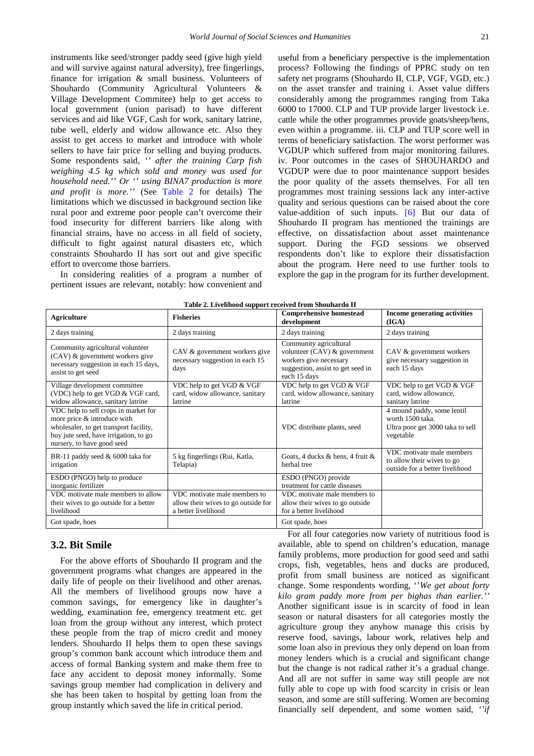instruments like seed/stronger paddy seed (give high yield and will survive against natural adversity), free fingerlings, finance for irrigation & small business. Volunteers of Shouhardo (Community Agricultural Volunteers & Village Development Commitee) help to get access to local government (union parisad) to have different services and aid like VGF, Cash for work, sanitary latrine, tube well, elderly and widow allowance etc. Also they assist to get access to market and introduce with whole sellers to have fair price for selling and buying products. Some respondents said, *'' after the training Carp fish weighing 4.5 kg which sold and money was used for household need.'' Or '' using BINA7 production is more and profit is more.''* (See Table 2 for details) The limitations which we discussed in background section like rural poor and extreme poor people can't overcome their food insecurity for different barriers like along with financial strains, have no access in all field of society, difficult to fight against natural disasters etc, which constraints Shouhardo II has sort out and give specific effort to overcome those barriers.

In considering realities of a program a number of pertinent issues are relevant, notably: how convenient and useful from a beneficiary perspective is the implementation process? Following the findings of PPRC study on ten safety net programs (Shouhardo II, CLP, VGF, VGD, etc.) on the asset transfer and training i. Asset value differs considerably among the programmes ranging from Taka 6000 to 17000. CLP and TUP provide larger livestock i.e. cattle while the other programmes provide goats/sheep/hens, even within a programme. iii. CLP and TUP score well in terms of beneficiary satisfaction. The worst performer was VGDUP which suffered from major monitoring failures. iv. Poor outcomes in the cases of SHOUHARDO and VGDUP were due to poor maintenance support besides the poor quality of the assets themselves. For all ten programmes most training sessions lack any inter-active quality and serious questions can be raised about the core value-addition of such inputs. [6] But our data of Shouhardo II program has mentioned the trainings are effective, on dissatisfaction about asset maintenance support. During the FGD sessions we observed respondents don't like to explore their dissatisfaction about the program. Here need to use further tools to explore the gap in the program for its further development.

**Table 2. Livelihood support received from Shouhardo II**

| **Agriculture** | **Fisheries** | **Comprehensive homestead development** | **Income generating activities (IGA)** |
|---|---|---|---|
| 2 days training | 2 days training | 2 days training | 2 days training |
| Community agricultural volunteer (CAV) & government workers give necessary suggestion in each 15 days, assist to get seed | CAV & government workers give necessary suggestion in each 15 days | Community agricultural volunteer (CAV) & government workers give necessary suggestion, assist to get seed in each 15 days | CAV & government workers give necessary suggestion in each 15 days |
| Village development committee (VDC) help to get VGD & VGF card, widow allowance, sanitary latrine | VDC help to get VGD & VGF card, widow allowance, sanitary latrine | VDC help to get VGD & VGF card, widow allowance, sanitary latrine | VDC help to get VGD & VGF card, widow allowance, sanitary latrine |
| VDC help to sell crops in market for more price & introduce with wholesaler, to get transport facility, buy jute seed, have irrigation, to go nursery, to have good seed | | VDC distribute plants, seed | 4 mound paddy, some lentil worth 1500 taka. Ultra poor get 3000 taka to sell vegetable |
| BR-11 paddy seed & 6000 taka for irrigation | 5 kg fingerlings (Rui, Katla, Telapia) | Goats, 4 ducks & hens, 4 fruit & herbal tree | VDC motivate male members to allow their wives to go outside for a better livelihood |
| ESDO (PNGO) help to produce inorganic fertilizer | | ESDO (PNGO) provide treatment for cattle diseases | |
| VDC motivate male members to allow their wives to go outside for a better livelihood | VDC motivate male members to allow their wives to go outside for a better livelihood | VDC motivate male members to allow their wives to go outside for a better livelihood | |
| Got spade, hoes | | Got spade, hoes | |

## 3.2. Bit Smile

For the above efforts of Shouhardo II program and the government programs what changes are appeared in the daily life of people on their livelihood and other arenas. All the members of livelihood groups now have a common savings, for emergency like in daughter's wedding, examination fee, emergency treatment etc. get loan from the group without any interest, which protect these people from the trap of micro credit and money lenders. Shouhardo II helps them to open these savings group's common bank account which introduce them and access of formal Banking system and make them free to face any accident to deposit money informally. Some savings group member had complication in delivery and she has been taken to hospital by getting loan from the group instantly which saved the life in critical period.

For all four categories now variety of nutritious food is available, able to spend on children's education, manage family problems, more production for good seed and sathi crops, fish, vegetables, hens and ducks are produced, profit from small business are noticed as significant change. Some respondents wording, *''We get about forty kilo gram paddy more from per bighas than earlier.''* Another significant issue is in scarcity of food in lean season or natural disasters for all categories mostly the agriculture group they anyhow manage this crisis by reserve food, savings, labour work, relatives help and some loan also in previous they only depend on loan from money lenders which is a crucial and significant change but the change is not radical rather it's a gradual change. And all are not suffer in same way still people are not fully able to cope up with food scarcity in crisis or lean season, and some are still suffering. Women are becoming financially self dependent, and some women said, *''if*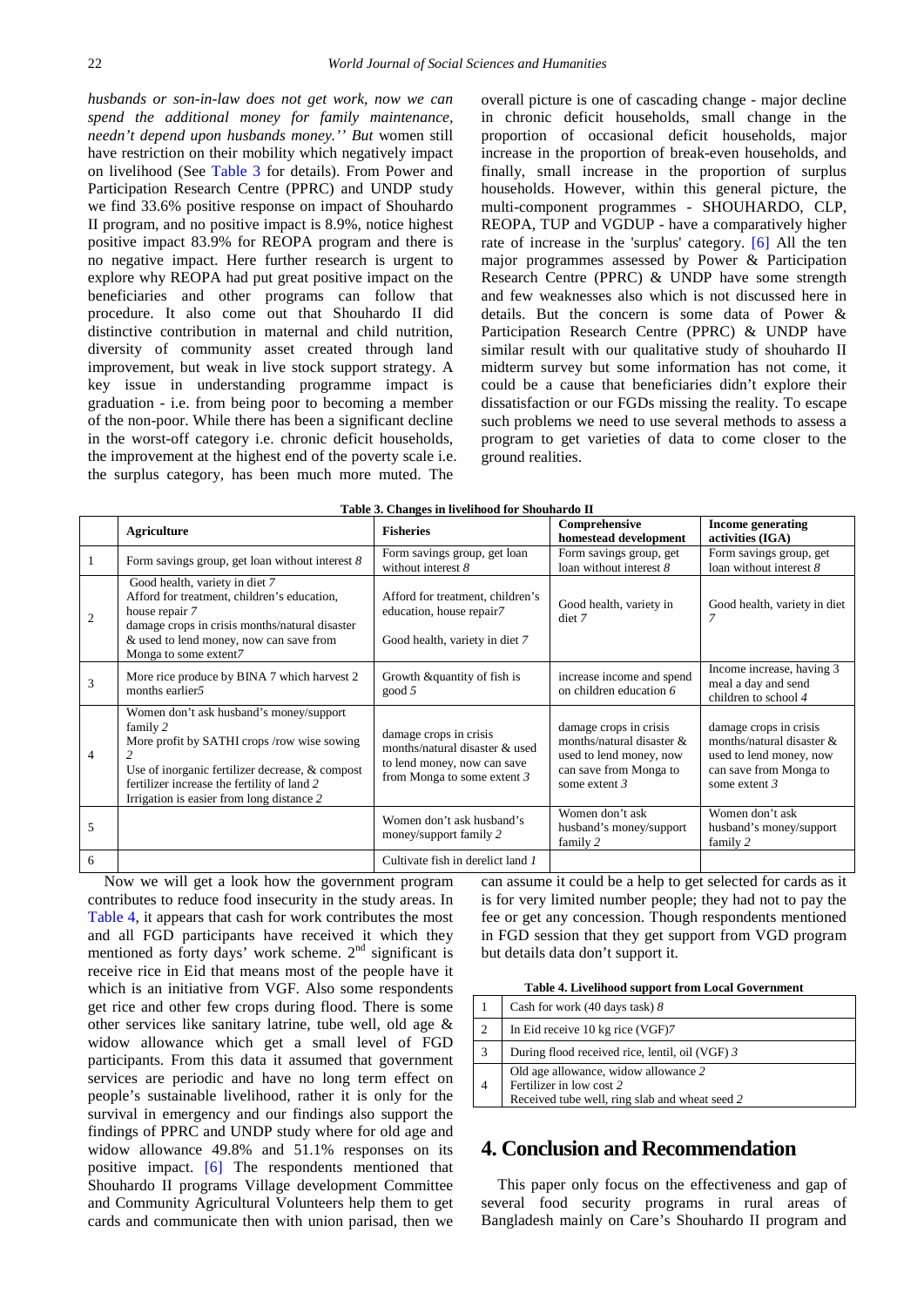*husbands or son-in-law does not get work, now we can spend the additional money for family maintenance, needn't depend upon husbands money.'' But* women still have restriction on their mobility which negatively impact on livelihood (See Table 3 for details). From Power and Participation Research Centre (PPRC) and UNDP study we find 33.6% positive response on impact of Shouhardo II program, and no positive impact is 8.9%, notice highest positive impact 83.9% for REOPA program and there is no negative impact. Here further research is urgent to explore why REOPA had put great positive impact on the beneficiaries and other programs can follow that procedure. It also come out that Shouhardo II did distinctive contribution in maternal and child nutrition, diversity of community asset created through land improvement, but weak in live stock support strategy. A key issue in understanding programme impact is graduation - i.e. from being poor to becoming a member of the non-poor. While there has been a significant decline in the worst-off category i.e. chronic deficit households, the improvement at the highest end of the poverty scale i.e. the surplus category, has been much more muted. The overall picture is one of cascading change - major decline in chronic deficit households, small change in the proportion of occasional deficit households, major increase in the proportion of break-even households, and finally, small increase in the proportion of surplus households. However, within this general picture, the multi-component programmes - SHOUHARDO, CLP, REOPA, TUP and VGDUP - have a comparatively higher rate of increase in the 'surplus' category. [6] All the ten major programmes assessed by Power & Participation Research Centre (PPRC) & UNDP have some strength and few weaknesses also which is not discussed here in details. But the concern is some data of Power & Participation Research Centre (PPRC) & UNDP have similar result with our qualitative study of shouhardo II midterm survey but some information has not come, it could be a cause that beneficiaries didn't explore their dissatisfaction or our FGDs missing the reality. To escape such problems we need to use several methods to assess a program to get varieties of data to come closer to the ground realities.

**Table 3. Changes in livelihood for Shouhardo II**

| | Agriculture | Fisheries | Comprehensive homestead development | Income generating activities (IGA) |
|---|---|---|---|---|
| 1 | Form savings group, get loan without interest *8* | Form savings group, get loan without interest *8* | Form savings group, get loan without interest *8* | Form savings group, get loan without interest *8* |
| 2 | Good health, variety in diet *7*<br>Afford for treatment, children's education, house repair *7*<br>damage crops in crisis months/natural disaster & used to lend money, now can save from Monga to some extent*7* | Afford for treatment, children's education, house repair*7*<br>Good health, variety in diet *7* | Good health, variety in diet *7* | Good health, variety in diet *7* |
| 3 | More rice produce by BINA 7 which harvest 2 months earlier*5* | Growth &quantity of fish is good *5* | increase income and spend on children education *6* | Income increase, having 3 meal a day and send children to school *4* |
| 4 | Women don't ask husband's money/support family *2*<br>More profit by SATHI crops /row wise sowing *2*<br>Use of inorganic fertilizer decrease, & compost fertilizer increase the fertility of land *2*<br>Irrigation is easier from long distance *2* | damage crops in crisis months/natural disaster & used to lend money, now can save from Monga to some extent *3* | damage crops in crisis months/natural disaster & used to lend money, now can save from Monga to some extent *3* | damage crops in crisis months/natural disaster & used to lend money, now can save from Monga to some extent *3* |
| 5 | | Women don't ask husband's money/support family *2* | Women don't ask husband's money/support family *2* | Women don't ask husband's money/support family *2* |
| 6 | | Cultivate fish in derelict land *1* | | |

Now we will get a look how the government program contributes to reduce food insecurity in the study areas. In Table 4, it appears that cash for work contributes the most and all FGD participants have received it which they mentioned as forty days' work scheme. 2nd significant is receive rice in Eid that means most of the people have it which is an initiative from VGF. Also some respondents get rice and other few crops during flood. There is some other services like sanitary latrine, tube well, old age & widow allowance which get a small level of FGD participants. From this data it assumed that government services are periodic and have no long term effect on people's sustainable livelihood, rather it is only for the survival in emergency and our findings also support the findings of PPRC and UNDP study where for old age and widow allowance 49.8% and 51.1% responses on its positive impact. [6] The respondents mentioned that Shouhardo II programs Village development Committee and Community Agricultural Volunteers help them to get cards and communicate then with union parisad, then we can assume it could be a help to get selected for cards as it is for very limited number people; they had not to pay the fee or get any concession. Though respondents mentioned in FGD session that they get support from VGD program but details data don't support it.

**Table 4. Livelihood support from Local Government**

| | |
|---|---|
| 1 | Cash for work (40 days task) *8* |
| 2 | In Eid receive 10 kg rice (VGF)*7* |
| 3 | During flood received rice, lentil, oil (VGF) *3* |
| 4 | Old age allowance, widow allowance *2*<br>Fertilizer in low cost *2*<br>Received tube well, ring slab and wheat seed *2* |

## 4. Conclusion and Recommendation

This paper only focus on the effectiveness and gap of several food security programs in rural areas of Bangladesh mainly on Care's Shouhardo II program and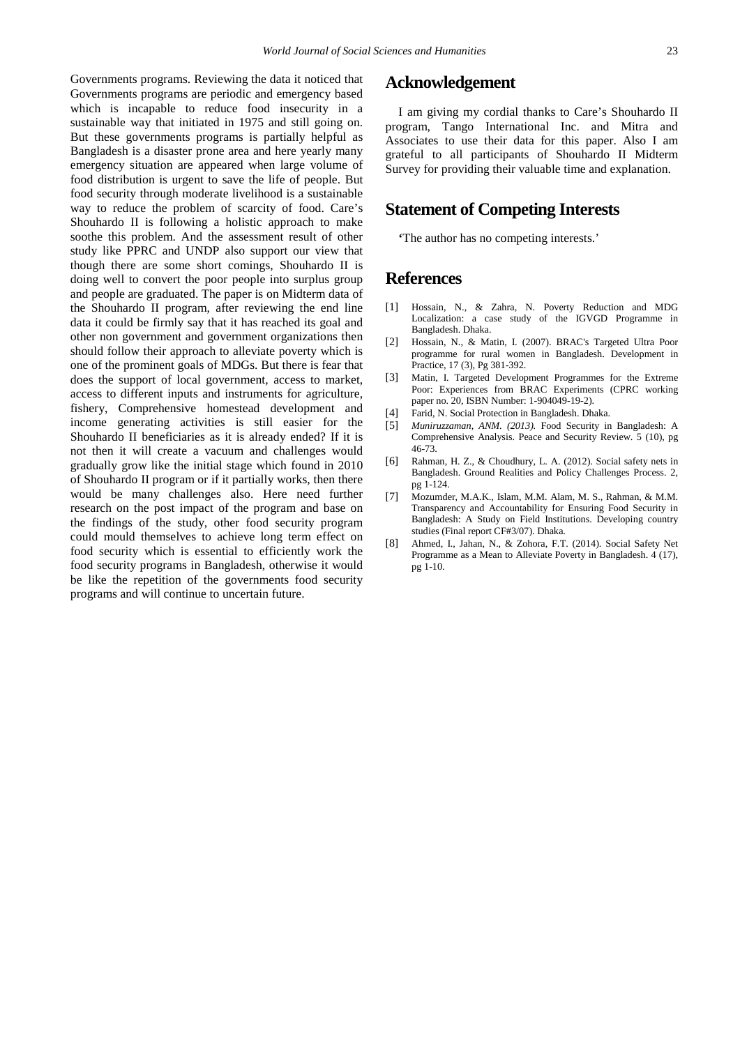Governments programs. Reviewing the data it noticed that Governments programs are periodic and emergency based which is incapable to reduce food insecurity in a sustainable way that initiated in 1975 and still going on. But these governments programs is partially helpful as Bangladesh is a disaster prone area and here yearly many emergency situation are appeared when large volume of food distribution is urgent to save the life of people. But food security through moderate livelihood is a sustainable way to reduce the problem of scarcity of food. Care's Shouhardo II is following a holistic approach to make soothe this problem. And the assessment result of other study like PPRC and UNDP also support our view that though there are some short comings, Shouhardo II is doing well to convert the poor people into surplus group and people are graduated. The paper is on Midterm data of the Shouhardo II program, after reviewing the end line data it could be firmly say that it has reached its goal and other non government and government organizations then should follow their approach to alleviate poverty which is one of the prominent goals of MDGs. But there is fear that does the support of local government, access to market, access to different inputs and instruments for agriculture, fishery, Comprehensive homestead development and income generating activities is still easier for the Shouhardo II beneficiaries as it is already ended? If it is not then it will create a vacuum and challenges would gradually grow like the initial stage which found in 2010 of Shouhardo II program or if it partially works, then there would be many challenges also. Here need further research on the post impact of the program and base on the findings of the study, other food security program could mould themselves to achieve long term effect on food security which is essential to efficiently work the food security programs in Bangladesh, otherwise it would be like the repetition of the governments food security programs and will continue to uncertain future.

## Acknowledgement

I am giving my cordial thanks to Care's Shouhardo II program, Tango International Inc. and Mitra and Associates to use their data for this paper. Also I am grateful to all participants of Shouhardo II Midterm Survey for providing their valuable time and explanation.

## Statement of Competing Interests

'The author has no competing interests.'

## References

[1] Hossain, N., & Zahra, N. Poverty Reduction and MDG Localization: a case study of the IGVGD Programme in Bangladesh. Dhaka.

[2] Hossain, N., & Matin, I. (2007). BRAC's Targeted Ultra Poor programme for rural women in Bangladesh. Development in Practice, 17 (3), Pg 381-392.

[3] Matin, I. Targeted Development Programmes for the Extreme Poor: Experiences from BRAC Experiments (CPRC working paper no. 20, ISBN Number: 1-904049-19-2).

[4] Farid, N. Social Protection in Bangladesh. Dhaka.

[5] *Muniruzzaman, ANM. (2013).* Food Security in Bangladesh: A Comprehensive Analysis. Peace and Security Review. 5 (10), pg 46-73.

[6] Rahman, H. Z., & Choudhury, L. A. (2012). Social safety nets in Bangladesh. Ground Realities and Policy Challenges Process. 2, pg 1-124.

[7] Mozumder, M.A.K., Islam, M.M. Alam, M. S., Rahman, & M.M. Transparency and Accountability for Ensuring Food Security in Bangladesh: A Study on Field Institutions. Developing country studies (Final report CF#3/07). Dhaka.

[8] Ahmed, I., Jahan, N., & Zohora, F.T. (2014). Social Safety Net Programme as a Mean to Alleviate Poverty in Bangladesh. 4 (17), pg 1-10.